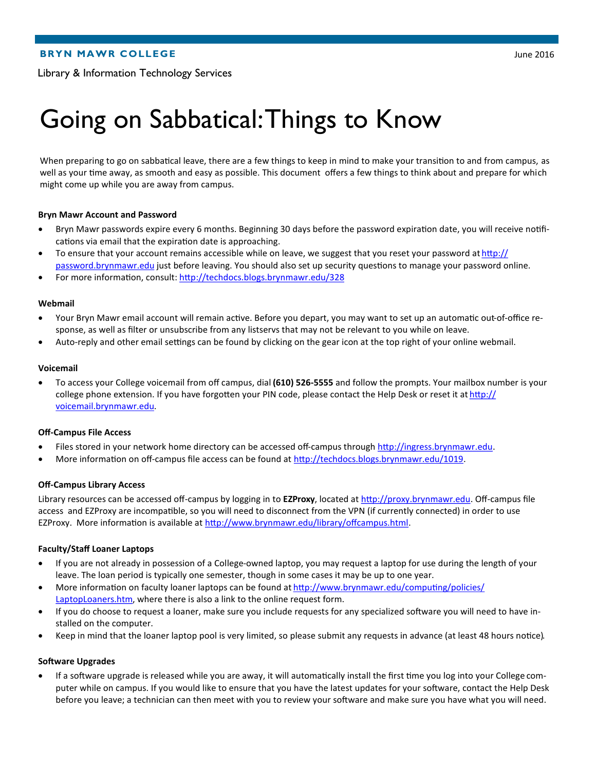**BRYN MAWR COLLEGE**

June 2016

Library & Information Technology Services

# Going on Sabbatical: Things to Know

When preparing to go on sabbatical leave, there are a few things to keep in mind to make your transition to and from campus, as well as your time away, as smooth and easy as possible. This document offers a few things to think about and prepare for which might come up while you are away from campus.

**Bryn Mawr Account and Password**

- Bryn Mawr passwords expire every 6 months. Beginning 30 days before the password expiration date, you will receive notifications via email that the expiration date is approaching.
- To ensure that your account remains accessible while on leave, we suggest that you reset your password at http://password.brynmawr.edu just before leaving. You should also set up security questions to manage your password online.
- For more information, consult: http://techdocs.blogs.brynmawr.edu/328

**Webmail**

- Your Bryn Mawr email account will remain active. Before you depart, you may want to set up an automatic out-of-office response, as well as filter or unsubscribe from any listservs that may not be relevant to you while on leave.
- Auto-reply and other email settings can be found by clicking on the gear icon at the top right of your online webmail.

**Voicemail**

- To access your College voicemail from off campus, dial **(610) 526-5555** and follow the prompts. Your mailbox number is your college phone extension. If you have forgotten your PIN code, please contact the Help Desk or reset it at http://voicemail.brynmawr.edu.

**Off-Campus File Access**

- Files stored in your network home directory can be accessed off-campus through http://ingress.brynmawr.edu.
- More information on off-campus file access can be found at http://techdocs.blogs.brynmawr.edu/1019.

**Off-Campus Library Access**

Library resources can be accessed off-campus by logging in to **EZProxy**, located at http://proxy.brynmawr.edu. Off-campus file access and EZProxy are incompatible, so you will need to disconnect from the VPN (if currently connected) in order to use EZProxy. More information is available at http://www.brynmawr.edu/library/offcampus.html.

**Faculty/Staff Loaner Laptops**

- If you are not already in possession of a College-owned laptop, you may request a laptop for use during the length of your leave. The loan period is typically one semester, though in some cases it may be up to one year.
- More information on faculty loaner laptops can be found at http://www.brynmawr.edu/computing/policies/LaptopLoaners.htm, where there is also a link to the online request form.
- If you do choose to request a loaner, make sure you include requests for any specialized software you will need to have installed on the computer.
- Keep in mind that the loaner laptop pool is very limited, so please submit any requests in advance (at least 48 hours notice).

**Software Upgrades**

- If a software upgrade is released while you are away, it will automatically install the first time you log into your College computer while on campus. If you would like to ensure that you have the latest updates for your software, contact the Help Desk before you leave; a technician can then meet with you to review your software and make sure you have what you will need.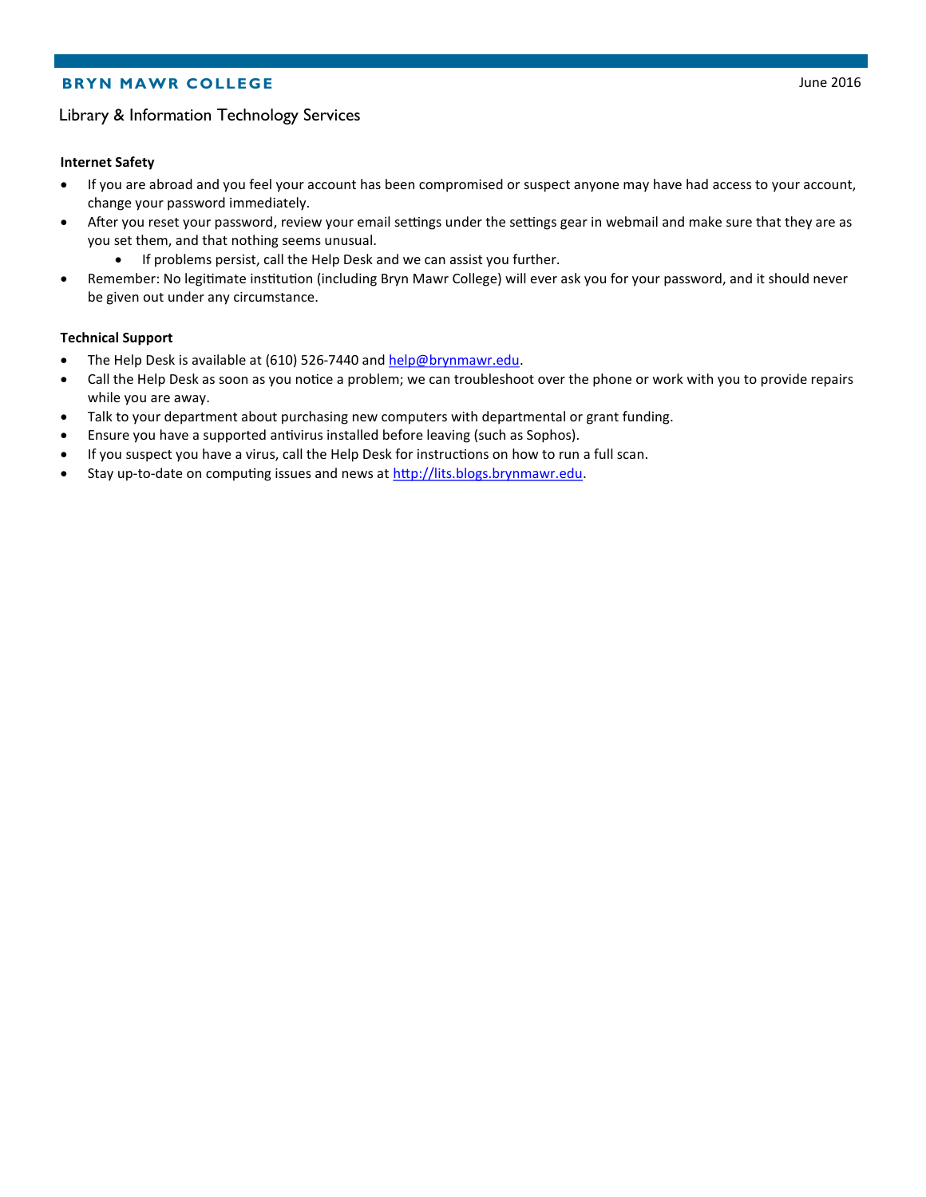**Internet Safety**

- If you are abroad and you feel your account has been compromised or suspect anyone may have had access to your account, change your password immediately.
- After you reset your password, review your email settings under the settings gear in webmail and make sure that they are as you set them, and that nothing seems unusual.
  - If problems persist, call the Help Desk and we can assist you further.
- Remember: No legitimate institution (including Bryn Mawr College) will ever ask you for your password, and it should never be given out under any circumstance.

**Technical Support**

- The Help Desk is available at (610) 526-7440 and [help@brynmawr.edu](mailto:help@brynmawr.edu).
- Call the Help Desk as soon as you notice a problem; we can troubleshoot over the phone or work with you to provide repairs while you are away.
- Talk to your department about purchasing new computers with departmental or grant funding.
- Ensure you have a supported antivirus installed before leaving (such as Sophos).
- If you suspect you have a virus, call the Help Desk for instructions on how to run a full scan.
- Stay up-to-date on computing issues and news at [http://lits.blogs.brynmawr.edu](http://lits.blogs.brynmawr.edu).